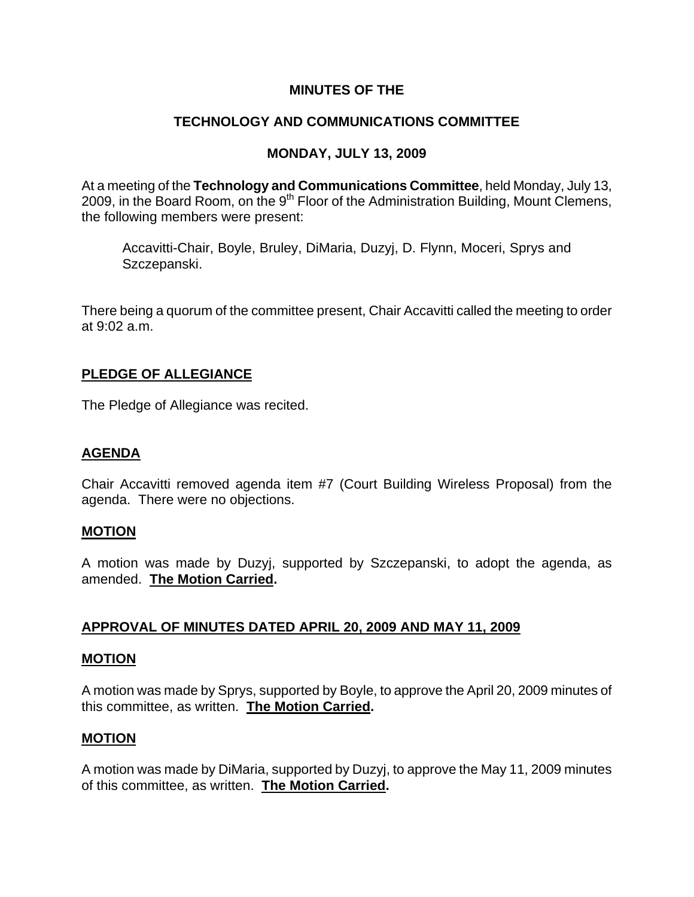# MINUTES OF THE

# TECHNOLOGY AND COMMUNICATIONS COMMITTEE

# MONDAY, JULY 13, 2009

At a meeting of the **Technology and Communications Committee**, held Monday, July 13, 2009, in the Board Room, on the 9th Floor of the Administration Building, Mount Clemens, the following members were present:

> Accavitti-Chair, Boyle, Bruley, DiMaria, Duzyj, D. Flynn, Moceri, Sprys and Szczepanski.

There being a quorum of the committee present, Chair Accavitti called the meeting to order at 9:02 a.m.

## PLEDGE OF ALLEGIANCE

The Pledge of Allegiance was recited.

## AGENDA

Chair Accavitti removed agenda item #7 (Court Building Wireless Proposal) from the agenda. There were no objections.

### MOTION

A motion was made by Duzyj, supported by Szczepanski, to adopt the agenda, as amended. **The Motion Carried.**

## APPROVAL OF MINUTES DATED APRIL 20, 2009 AND MAY 11, 2009

### MOTION

A motion was made by Sprys, supported by Boyle, to approve the April 20, 2009 minutes of this committee, as written. **The Motion Carried.**

### MOTION

A motion was made by DiMaria, supported by Duzyj, to approve the May 11, 2009 minutes of this committee, as written. **The Motion Carried.**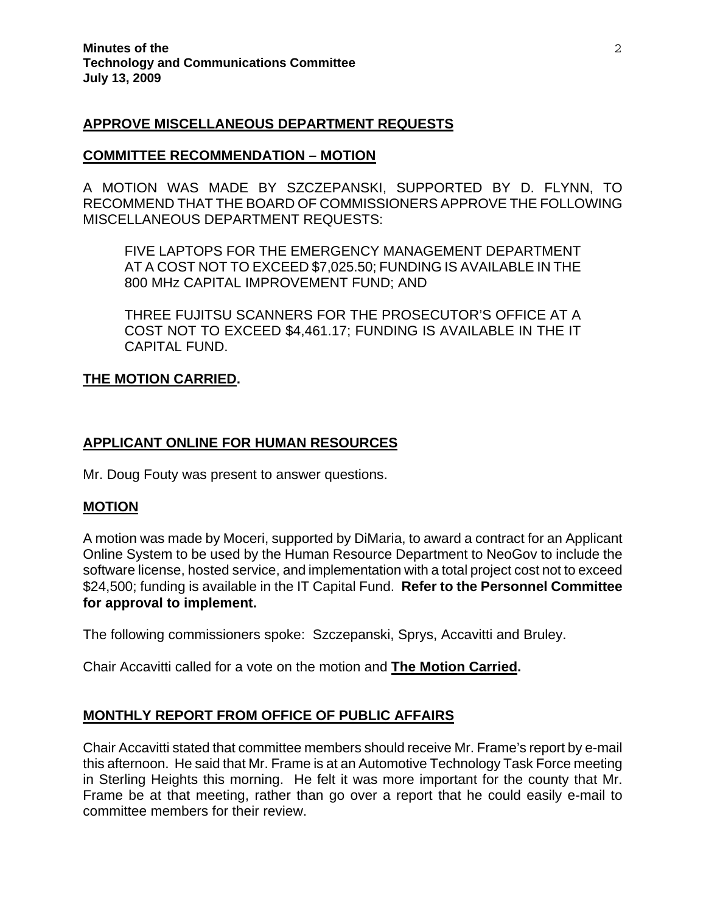## APPROVE MISCELLANEOUS DEPARTMENT REQUESTS

## COMMITTEE RECOMMENDATION – MOTION

A MOTION WAS MADE BY SZCZEPANSKI, SUPPORTED BY D. FLYNN, TO RECOMMEND THAT THE BOARD OF COMMISSIONERS APPROVE THE FOLLOWING MISCELLANEOUS DEPARTMENT REQUESTS:

> FIVE LAPTOPS FOR THE EMERGENCY MANAGEMENT DEPARTMENT AT A COST NOT TO EXCEED $7,025.50; FUNDING IS AVAILABLE IN THE 800 MHz CAPITAL IMPROVEMENT FUND; AND
>
> THREE FUJITSU SCANNERS FOR THE PROSECUTOR'S OFFICE AT A COST NOT TO EXCEED $4,461.17; FUNDING IS AVAILABLE IN THE IT CAPITAL FUND.

**THE MOTION CARRIED.**

## APPLICANT ONLINE FOR HUMAN RESOURCES

Mr. Doug Fouty was present to answer questions.

## MOTION

A motion was made by Moceri, supported by DiMaria, to award a contract for an Applicant Online System to be used by the Human Resource Department to NeoGov to include the software license, hosted service, and implementation with a total project cost not to exceed $24,500; funding is available in the IT Capital Fund. **Refer to the Personnel Committee for approval to implement.**

The following commissioners spoke: Szczepanski, Sprys, Accavitti and Bruley.

Chair Accavitti called for a vote on the motion and **The Motion Carried.**

## MONTHLY REPORT FROM OFFICE OF PUBLIC AFFAIRS

Chair Accavitti stated that committee members should receive Mr. Frame's report by e-mail this afternoon. He said that Mr. Frame is at an Automotive Technology Task Force meeting in Sterling Heights this morning. He felt it was more important for the county that Mr. Frame be at that meeting, rather than go over a report that he could easily e-mail to committee members for their review.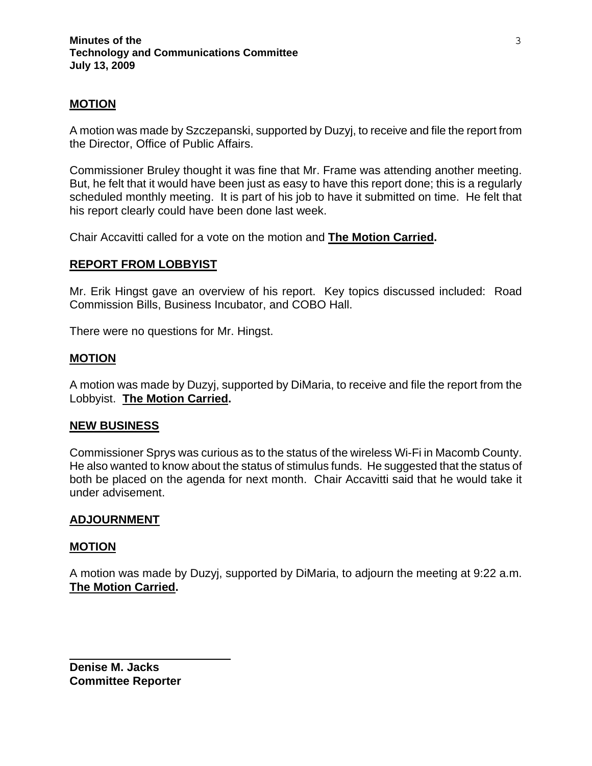## **MOTION**

A motion was made by Szczepanski, supported by Duzyj, to receive and file the report from the Director, Office of Public Affairs.

Commissioner Bruley thought it was fine that Mr. Frame was attending another meeting. But, he felt that it would have been just as easy to have this report done; this is a regularly scheduled monthly meeting. It is part of his job to have it submitted on time. He felt that his report clearly could have been done last week.

Chair Accavitti called for a vote on the motion and **The Motion Carried.**

## **REPORT FROM LOBBYIST**

Mr. Erik Hingst gave an overview of his report. Key topics discussed included: Road Commission Bills, Business Incubator, and COBO Hall.

There were no questions for Mr. Hingst.

## **MOTION**

A motion was made by Duzyj, supported by DiMaria, to receive and file the report from the Lobbyist. **The Motion Carried.**

## **NEW BUSINESS**

Commissioner Sprys was curious as to the status of the wireless Wi-Fi in Macomb County. He also wanted to know about the status of stimulus funds. He suggested that the status of both be placed on the agenda for next month. Chair Accavitti said that he would take it under advisement.

## **ADJOURNMENT**

## **MOTION**

A motion was made by Duzyj, supported by DiMaria, to adjourn the meeting at 9:22 a.m. **The Motion Carried.**

\_\_\_\_\_\_\_\_\_\_\_\_\_\_\_\_\_\_\_\_\_\_\_\_\_\_\_\_

**Denise M. Jacks**
**Committee Reporter**